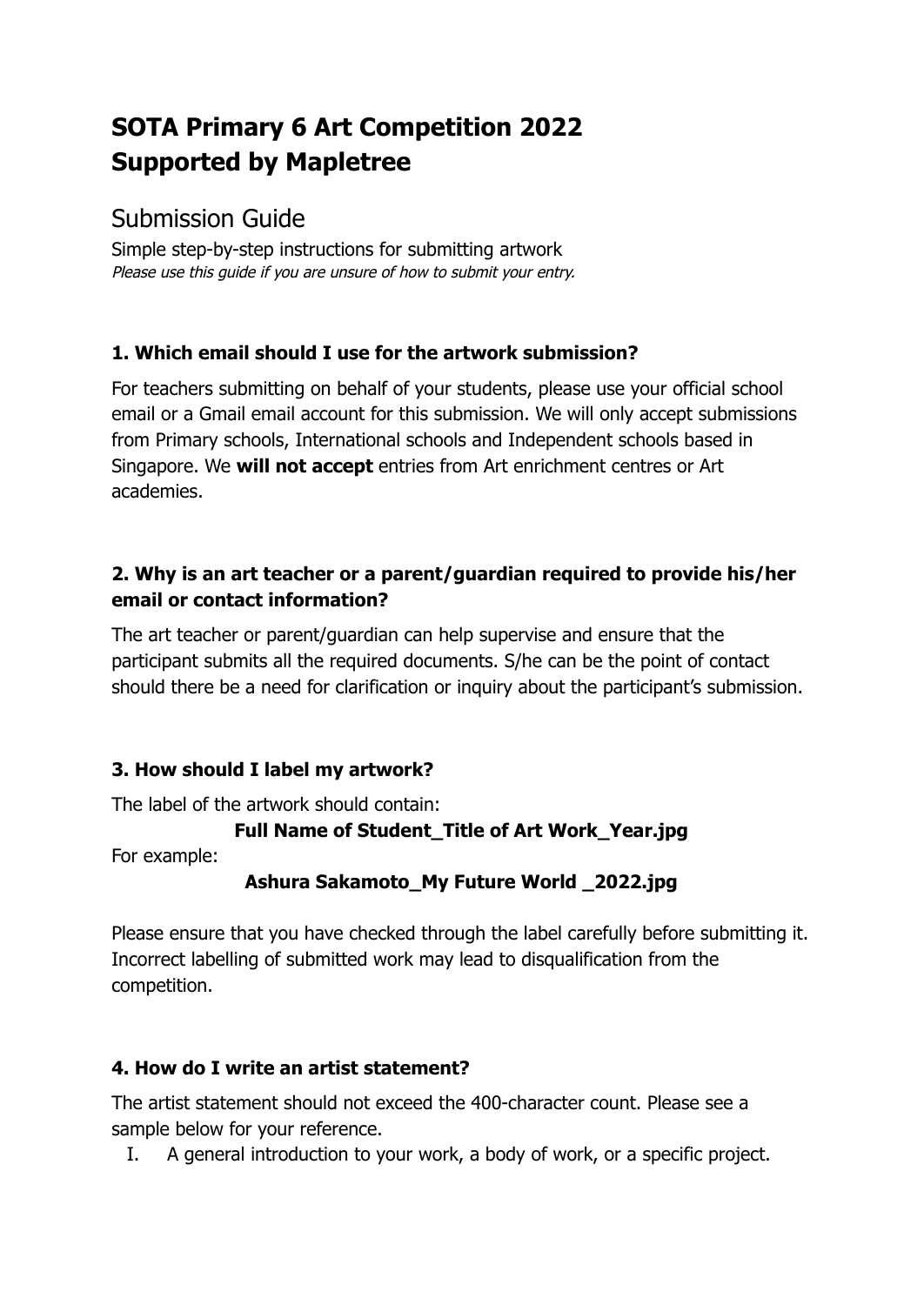# SOTA Primary 6 Art Competition 2022
# Supported by Mapletree

## Submission Guide

Simple step-by-step instructions for submitting artwork
*Please use this guide if you are unsure of how to submit your entry.*

### 1. Which email should I use for the artwork submission?

For teachers submitting on behalf of your students, please use your official school email or a Gmail email account for this submission. We will only accept submissions from Primary schools, International schools and Independent schools based in Singapore. We **will not accept** entries from Art enrichment centres or Art academies.

### 2. Why is an art teacher or a parent/guardian required to provide his/her email or contact information?

The art teacher or parent/guardian can help supervise and ensure that the participant submits all the required documents. S/he can be the point of contact should there be a need for clarification or inquiry about the participant's submission.

### 3. How should I label my artwork?

The label of the artwork should contain:

**Full Name of Student_Title of Art Work_Year.jpg**

For example:

**Ashura Sakamoto_My Future World _2022.jpg**

Please ensure that you have checked through the label carefully before submitting it. Incorrect labelling of submitted work may lead to disqualification from the competition.

### 4. How do I write an artist statement?

The artist statement should not exceed the 400-character count. Please see a sample below for your reference.

I. A general introduction to your work, a body of work, or a specific project.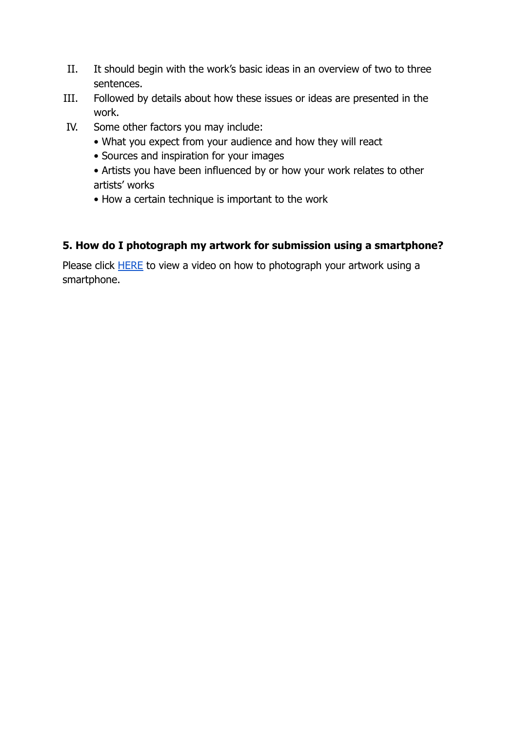II. It should begin with the work's basic ideas in an overview of two to three sentences.

III. Followed by details about how these issues or ideas are presented in the work.

IV. Some other factors you may include:
   - What you expect from your audience and how they will react
   - Sources and inspiration for your images
   - Artists you have been influenced by or how your work relates to other artists' works
   - How a certain technique is important to the work

**5. How do I photograph my artwork for submission using a smartphone?**

Please click HERE to view a video on how to photograph your artwork using a smartphone.